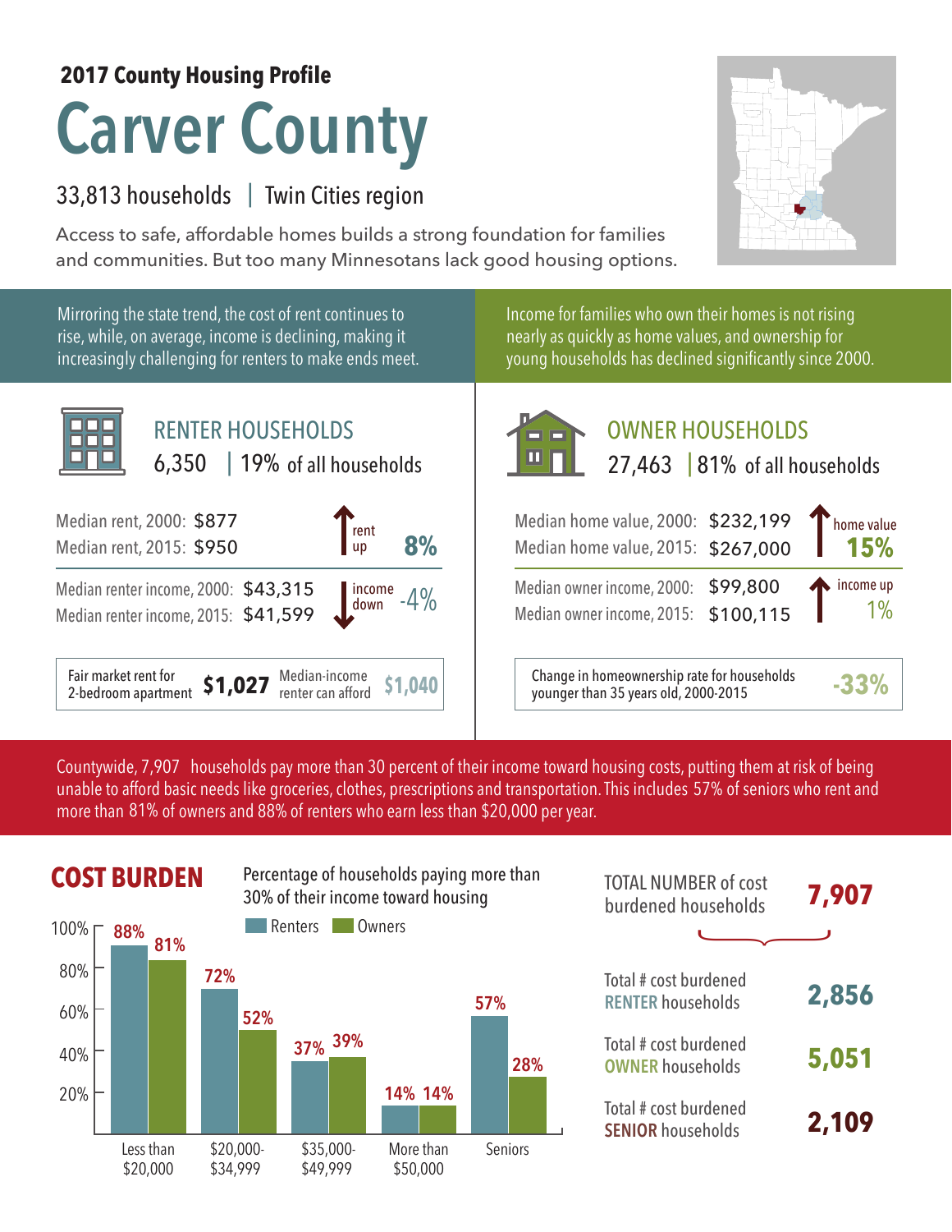**2017 County Housing Profile**

# Carver County

33,813 households | Twin Cities region

Access to safe, affordable homes builds a strong foundation for families and communities. But too many Minnesotans lack good housing options.

Mirroring the state trend, the cost of rent continues to rise, while, on average, income is declining, making it increasingly challenging for renters to make ends meet.

## RENTER HOUSEHOLDS

6,350 | 19% of all households

Median rent, 2000: $877
Median rent, 2015: $950
rent up **8%**

Median renter income, 2000: $43,315
Median renter income, 2015: $41,599
income down -4%

Fair market rent for 2-bedroom apartment **$1,027** | Median-income renter can afford **$1,040**

Income for families who own their homes is not rising nearly as quickly as home values, and ownership for young households has declined significantly since 2000.

## OWNER HOUSEHOLDS

27,463 | 81% of all households

Median home value, 2000: $232,199
Median home value, 2015: $267,000
home value **15%**

Median owner income, 2000: $99,800
Median owner income, 2015: $100,115
income up 1%

Change in homeownership rate for households younger than 35 years old, 2000-2015 **-33%**

Countywide, 7,907 households pay more than 30 percent of their income toward housing costs, putting them at risk of being unable to afford basic needs like groceries, clothes, prescriptions and transportation. This includes 57% of seniors who rent and more than 81% of owners and 88% of renters who earn less than $20,000 per year.

## COST BURDEN

Percentage of households paying more than 30% of their income toward housing

| | Renters | Owners |
|---|---|---|
| Less than $20,000 | 88% | 81% |
| $20,000-$34,999 | 72% | 52% |
| $35,000-$49,999 | 37% | 39% |
| More than $50,000 | 14% | 14% |
| Seniors | 57% | 28% |

TOTAL NUMBER of cost burdened households **7,907**

Total # cost burdened RENTER households **2,856**

Total # cost burdened OWNER households **5,051**

Total # cost burdened SENIOR households **2,109**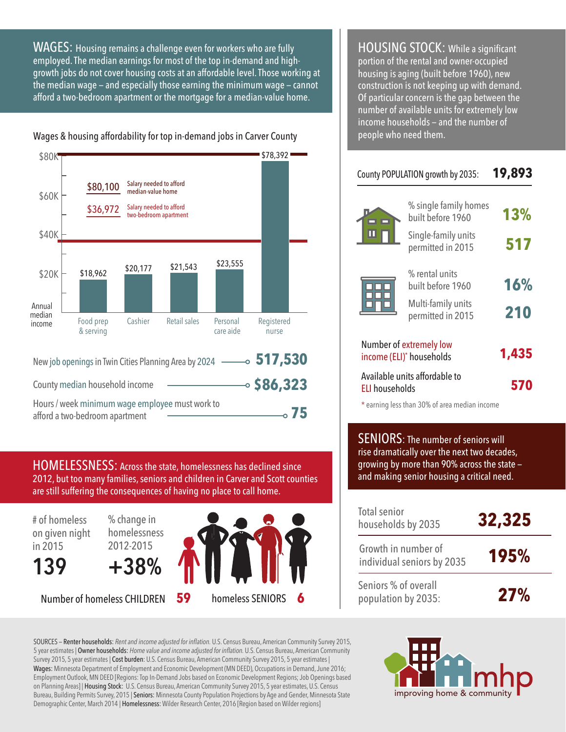## WAGES:

Housing remains a challenge even for workers who are fully employed. The median earnings for most of the top in-demand and high-growth jobs do not cover housing costs at an affordable level. Those working at the median wage – and especially those earning the minimum wage – cannot afford a two-bedroom apartment or the mortgage for a median-value home.

Wages & housing affordability for top in-demand jobs in Carver County

$80K
$60K
$40K
$20K
Annual median income

$80,100 Salary needed to afford median-value home
$36,972 Salary needed to afford two-bedroom apartment

$18,962 Food prep & serving
$20,177 Cashier
$21,543 Retail sales
$23,555 Personal care aide
$78,392 Registered nurse

New job openings in Twin Cities Planning Area by 2024 — **517,530**

County median household income — **$86,323**

Hours / week minimum wage employee must work to afford a two-bedroom apartment — **75**

## HOMELESSNESS:

Across the state, homelessness has declined since 2012, but too many families, seniors and children in Carver and Scott counties are still suffering the consequences of having no place to call home.

# of homeless on given night in 2015: **139**

% change in homelessness 2012-2015: **+38%**

Number of homeless CHILDREN **59**

homeless SENIORS **6**

## HOUSING STOCK:

While a significant portion of the rental and owner-occupied housing is aging (built before 1960), new construction is not keeping up with demand. Of particular concern is the gap between the number of available units for extremely low income households – and the number of people who need them.

County POPULATION growth by 2035: **19,893**

| | |
|---|---|
| % single family homes built before 1960 | **13%** |
| Single-family units permitted in 2015 | **517** |
| % rental units built before 1960 | **16%** |
| Multi-family units permitted in 2015 | **210** |
| Number of extremely low income (ELI)* households | **1,435** |
| Available units affordable to ELI households | **570** |

* earning less than 30% of area median income

## SENIORS:

The number of seniors will rise dramatically over the next two decades, growing by more than 90% across the state – and making senior housing a critical need.

| | |
|---|---|
| Total senior households by 2035 | **32,325** |
| Growth in number of individual seniors by 2035 | **195%** |
| Seniors % of overall population by 2035: | **27%** |

SOURCES – **Renter households**: *Rent and income adjusted for inflation.* U.S. Census Bureau, American Community Survey 2015, 5 year estimates | **Owner households**: *Home value and income adjusted for inflation.* U.S. Census Bureau, American Community Survey 2015, 5 year estimates | **Cost burden**: U.S. Census Bureau, American Community Survey 2015, 5 year estimates | **Wages**: Minnesota Department of Employment and Economic Development (MN DEED), Occupations in Demand, June 2016; Employment Outlook, MN DEED [Regions: Top In-Demand Jobs based on Economic Development Regions; Job Openings based on Planning Areas] | **Housing Stock**: U.S. Census Bureau, American Community Survey 2015, 5 year estimates, U.S. Census Bureau, Building Permits Survey, 2015 | **Seniors**: Minnesota County Population Projections by Age and Gender, Minnesota State Demographic Center, March 2014 | **Homelessness**: Wilder Research Center, 2016 [Region based on Wilder regions]

mhp improving home & community